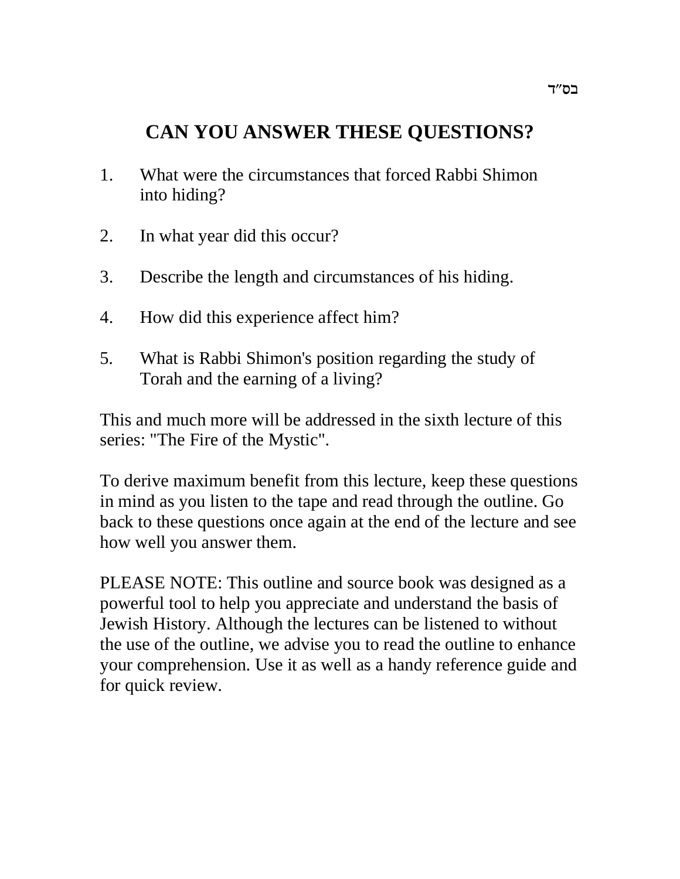בס"ד

# CAN YOU ANSWER THESE QUESTIONS?

1. What were the circumstances that forced Rabbi Shimon into hiding?

2. In what year did this occur?

3. Describe the length and circumstances of his hiding.

4. How did this experience affect him?

5. What is Rabbi Shimon's position regarding the study of Torah and the earning of a living?

This and much more will be addressed in the sixth lecture of this series: "The Fire of the Mystic".

To derive maximum benefit from this lecture, keep these questions in mind as you listen to the tape and read through the outline. Go back to these questions once again at the end of the lecture and see how well you answer them.

PLEASE NOTE: This outline and source book was designed as a powerful tool to help you appreciate and understand the basis of Jewish History. Although the lectures can be listened to without the use of the outline, we advise you to read the outline to enhance your comprehension. Use it as well as a handy reference guide and for quick review.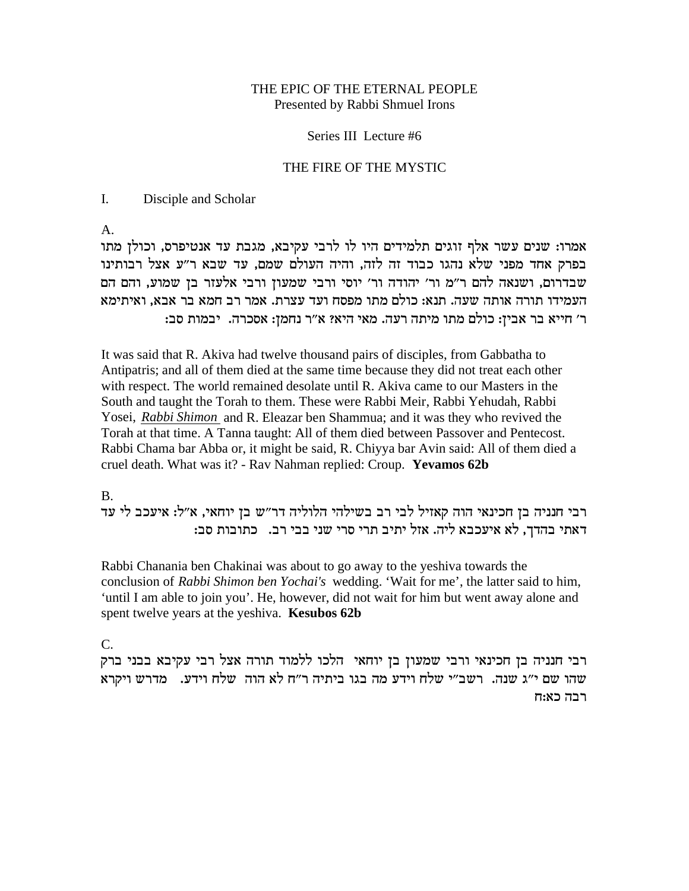THE EPIC OF THE ETERNAL PEOPLE
Presented by Rabbi Shmuel Irons

Series III Lecture #6

THE FIRE OF THE MYSTIC

I. Disciple and Scholar

A.

אמרו: שנים עשר אלף זוגים תלמידים היו לו לרבי עקיבא, מגבת עד אנטיפרס, וכולן מתו בפרק אחד מפני שלא נהגו כבוד זה לזה, והיה העולם שמם, עד שבא ר"ע אצל רבותינו שבדרום, ושנאה להם ר"מ ור' יהודה ור' יוסי ורבי שמעון ורבי אלעזר בן שמוע, והם הם העמידו תורה אותה שעה. תנא: כולם מתו מפסח ועד עצרת. אמר רב חמא בר אבא, ואיתימא ר' חייא בר אבין: כולם מתו מיתה רעה. מאי היא? א"ר נחמן: אסכרה. יבמות סב:

It was said that R. Akiva had twelve thousand pairs of disciples, from Gabbatha to Antipatris; and all of them died at the same time because they did not treat each other with respect. The world remained desolate until R. Akiva came to our Masters in the South and taught the Torah to them. These were Rabbi Meir, Rabbi Yehudah, Rabbi Yosei, _Rabbi Shimon_ and R. Eleazar ben Shammua; and it was they who revived the Torah at that time. A Tanna taught: All of them died between Passover and Pentecost. Rabbi Chama bar Abba or, it might be said, R. Chiyya bar Avin said: All of them died a cruel death. What was it? - Rav Nahman replied: Croup. **Yevamos 62b**

B.

רבי חנניה בן חכינאי הוה קאזיל לבי רב בשילהי הלוליה דר"ש בן יוחאי, א"ל: איעכב לי עד דאתי בהדך, לא איעכבא ליה. אזל יתיב תרי סרי שני בבי רב. כתובות סב:

Rabbi Chanania ben Chakinai was about to go away to the yeshiva towards the conclusion of *Rabbi Shimon ben Yochai's* wedding. 'Wait for me', the latter said to him, 'until I am able to join you'. He, however, did not wait for him but went away alone and spent twelve years at the yeshiva. **Kesubos 62b**

C.

רבי חנניה בן חכינאי ורבי שמעון בן יוחאי הלכו ללמוד תורה אצל רבי עקיבא בבני ברק שהו שם י"ג שנה. רשב"י שלח וידע מה בגו ביתיה ר"ח לא הוה שלח וידע. מדרש ויקרא רבה כא:ח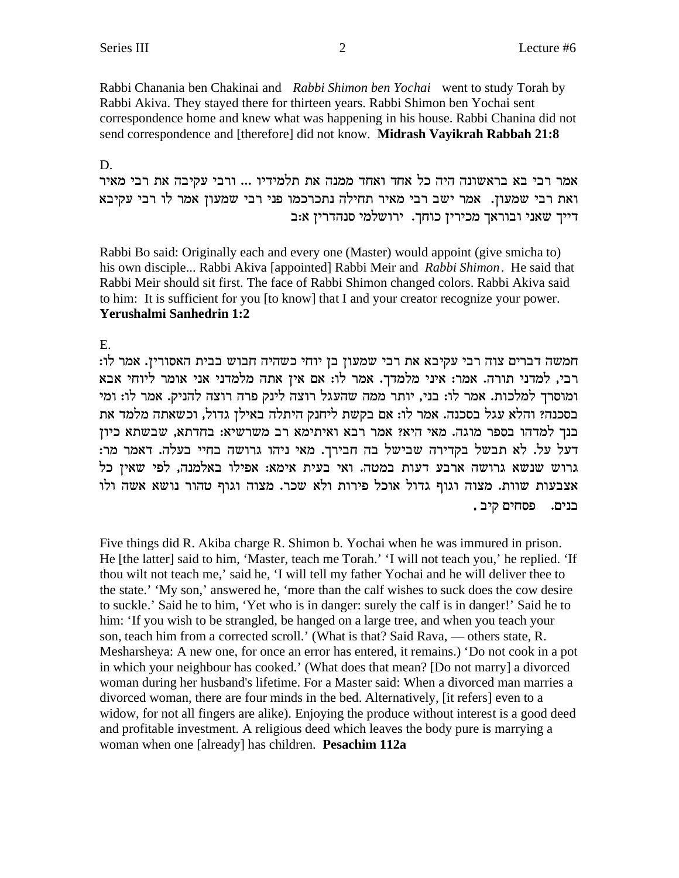Rabbi Chanania ben Chakinai and *Rabbi Shimon ben Yochai* went to study Torah by Rabbi Akiva. They stayed there for thirteen years. Rabbi Shimon ben Yochai sent correspondence home and knew what was happening in his house. Rabbi Chanina did not send correspondence and [therefore] did not know. **Midrash Vayikrah Rabbah 21:8**

D.

אמר רבי בא בראשונה היה כל אחד ואחד ממנה את תלמידיו ... ורבי עקיבה את רבי מאיר ואת רבי שמעון. אמר ישב רבי מאיר תחילה נתכרכמו פני רבי שמעון אמר לו רבי עקיבא דייך שאני ובוראך מכירין כוחך. ירושלמי סנהדרין א:ב

Rabbi Bo said: Originally each and every one (Master) would appoint (give smicha to) his own disciple... Rabbi Akiva [appointed] Rabbi Meir and *Rabbi Shimon*. He said that Rabbi Meir should sit first. The face of Rabbi Shimon changed colors. Rabbi Akiva said to him: It is sufficient for you [to know] that I and your creator recognize your power. **Yerushalmi Sanhedrin 1:2**

E.

חמשה דברים צוה רבי עקיבא את רבי שמעון בן יוחי כשהיה חבוש בבית האסורין. אמר לו: רבי, למדני תורה. אמר: איני מלמדך. אמר לו: אם אין אתה מלמדני אני אומר ליוחי אבא ומוסרך למלכות. אמר לו: בני, יותר ממה שהעגל רוצה לינק פרה רוצה להניק. אמר לו: ומי בסכנה? והלא עגל בסכנה. אמר לו: אם בקשת ליחנק היתלה באילן גדול, וכשאתה מלמד את בנך למדהו בספר מוגה. מאי היא? אמר רבא ואיתימא רב משרשיא: בחדתא, שבשתא כיון דעל על. לא תבשל בקדירה שבישל בה חבירך. מאי ניהו גרושה בחיי בעלה. דאמר מר: גרוש שנשא גרושה ארבע דעות במטה. ואי בעית אימא: אפילו באלמנה, לפי שאין כל אצבעות שוות. מצוה וגוף גדול אוכל פירות ולא שכר. מצוה וגוף טהור נושא אשה ולו בנים. פסחים קיב.

Five things did R. Akiba charge R. Shimon b. Yochai when he was immured in prison. He [the latter] said to him, 'Master, teach me Torah.' 'I will not teach you,' he replied. 'If thou wilt not teach me,' said he, 'I will tell my father Yochai and he will deliver thee to the state.' 'My son,' answered he, 'more than the calf wishes to suck does the cow desire to suckle.' Said he to him, 'Yet who is in danger: surely the calf is in danger!' Said he to him: 'If you wish to be strangled, be hanged on a large tree, and when you teach your son, teach him from a corrected scroll.' (What is that? Said Rava, — others state, R. Mesharsheya: A new one, for once an error has entered, it remains.) 'Do not cook in a pot in which your neighbour has cooked.' (What does that mean? [Do not marry] a divorced woman during her husband's lifetime. For a Master said: When a divorced man marries a divorced woman, there are four minds in the bed. Alternatively, [it refers] even to a widow, for not all fingers are alike). Enjoying the produce without interest is a good deed and profitable investment. A religious deed which leaves the body pure is marrying a woman when one [already] has children. **Pesachim 112a**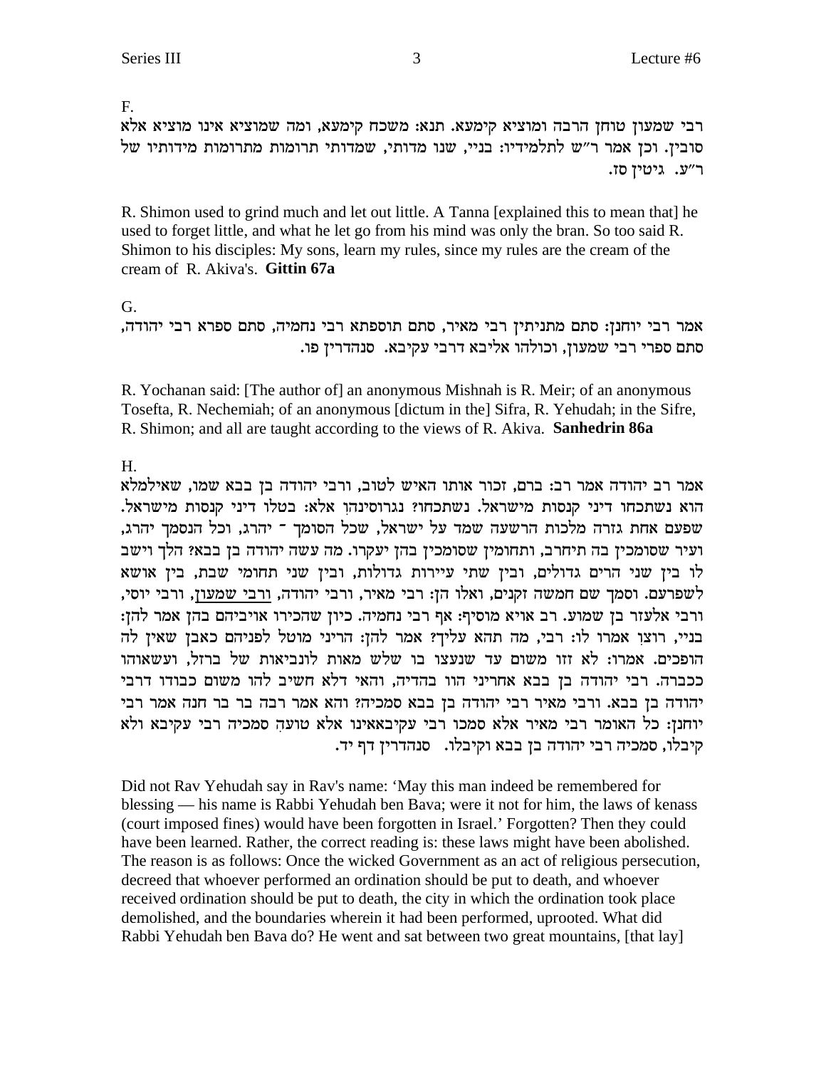F.

רבי שמעון טוחן הרבה ומוציא קימעא. תנא: משכח קימעא, ומה שמוציא אינו מוציא אלא סובין. וכן אמר ר"ש לתלמידיו: בניי, שנו מדותי, שמדותי תרומות מתרומות מידותיו של ר"ע. גיטין סז.

R. Shimon used to grind much and let out little. A Tanna [explained this to mean that] he used to forget little, and what he let go from his mind was only the bran. So too said R. Shimon to his disciples: My sons, learn my rules, since my rules are the cream of the cream of R. Akiva's. **Gittin 67a**

G.

אמר רבי יוחנן: סתם מתניתין רבי מאיר, סתם תוספתא רבי נחמיה, סתם ספרא רבי יהודה, סתם ספרי רבי שמעון, וכולהו אליבא דרבי עקיבא. סנהדרין פו.

R. Yochanan said: [The author of] an anonymous Mishnah is R. Meir; of an anonymous Tosefta, R. Nechemiah; of an anonymous [dictum in the] Sifra, R. Yehudah; in the Sifre, R. Shimon; and all are taught according to the views of R. Akiva. **Sanhedrin 86a**

H.

אמר רב יהודה אמר רב: ברם, זכור אותו האיש לטוב, ורבי יהודה בן בבא שמו, שאילמלא הוא נשתכחו דיני קנסות מישראל. נשתכחו? נגרוסינהו! אלא: בטלו דיני קנסות מישראל. שפעם אחת גזרה מלכות הרשעה שמד על ישראל, שכל הסומך - יהרג, וכל הנסמך יהרג, ועיר שסומכין בה תיחרב, ותחומין שסומכין בהן יעקרו. מה עשה יהודה בן בבא? הלך וישב לו בין שני הרים גדולים, ובין שתי עיירות גדולות, ובין שני תחומי שבת, בין אושא לשפרעם. וסמך שם חמשה זקנים, ואלו הן: רבי מאיר, ורבי יהודה, <u>ורבי שמעון</u>, ורבי יוסי, ורבי אלעזר בן שמוע. רב אויא מוסיף: אף רבי נחמיה. כיון שהכירו אויביהם בהן אמר להן: בניי, רוצו! אמרו לו: רבי, מה תהא עליך? אמר להן: הריני מוטל לפניהם כאבן שאין לה הופכים. אמרו: לא זזו משום עד שנעצו בו שלש מאות לונביאות של ברזל, ועשאוהו ככברה. רבי יהודה בן בבא אחריני הוו בהדיה, והאי דלא חשיב להו משום כבודו דרבי יהודה בן בבא. ורבי מאיר רבי יהודה בן בבא סמכיה? והא אמר רבה בר בר חנה אמר רבי יוחנן: כל האומר רבי מאיר אלא סמכו רבי עקיבאאינו אלא טועה סמכיה רבי עקיבא ולא קיבלו, סמכיה רבי יהודה בן בבא וקיבלו. סנהדרין דף יד.

Did not Rav Yehudah say in Rav's name: 'May this man indeed be remembered for blessing — his name is Rabbi Yehudah ben Bava; were it not for him, the laws of kenass (court imposed fines) would have been forgotten in Israel.' Forgotten? Then they could have been learned. Rather, the correct reading is: these laws might have been abolished. The reason is as follows: Once the wicked Government as an act of religious persecution, decreed that whoever performed an ordination should be put to death, and whoever received ordination should be put to death, the city in which the ordination took place demolished, and the boundaries wherein it had been performed, uprooted. What did Rabbi Yehudah ben Bava do? He went and sat between two great mountains, [that lay]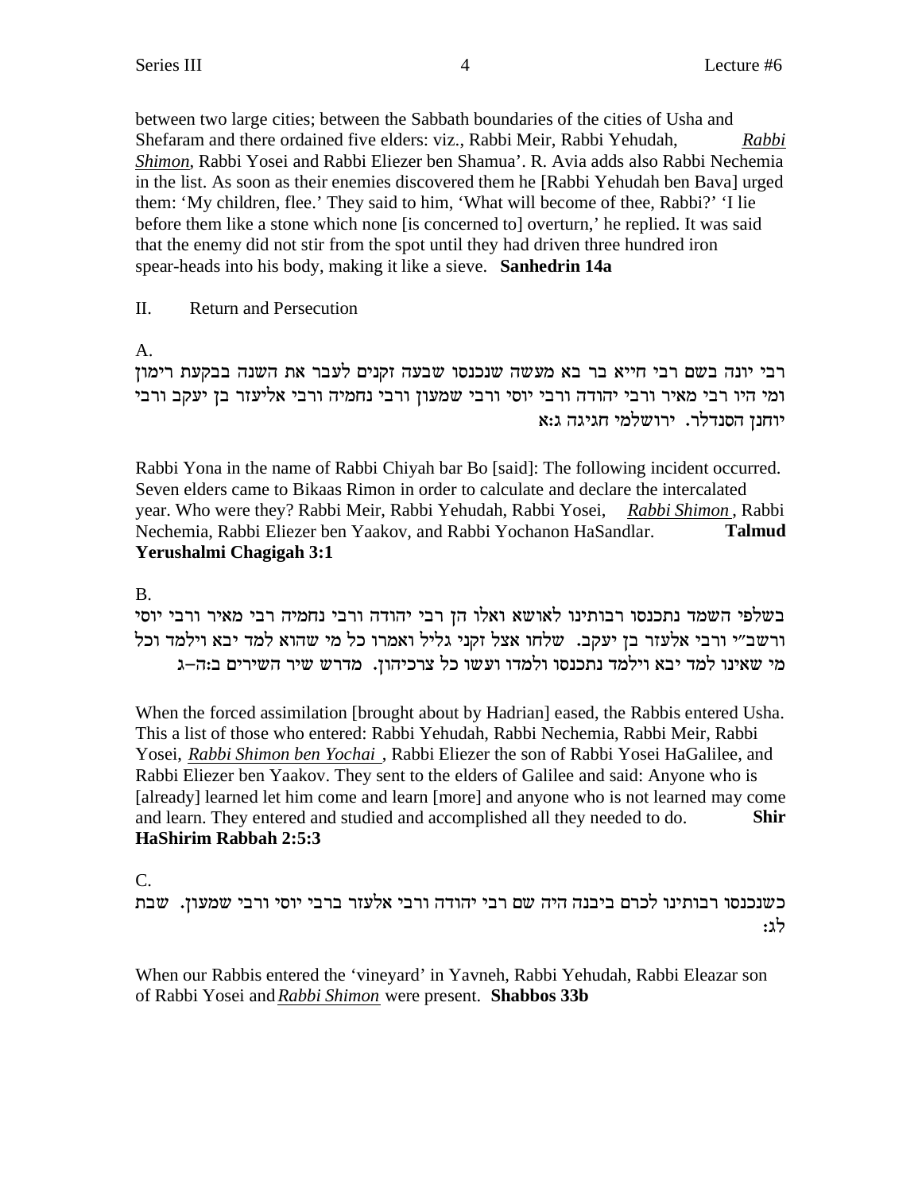between two large cities; between the Sabbath boundaries of the cities of Usha and Shefaram and there ordained five elders: viz., Rabbi Meir, Rabbi Yehudah, *Rabbi Shimon*, Rabbi Yosei and Rabbi Eliezer ben Shamua'. R. Avia adds also Rabbi Nechemia in the list. As soon as their enemies discovered them he [Rabbi Yehudah ben Bava] urged them: 'My children, flee.' They said to him, 'What will become of thee, Rabbi?' 'I lie before them like a stone which none [is concerned to] overturn,' he replied. It was said that the enemy did not stir from the spot until they had driven three hundred iron spear-heads into his body, making it like a sieve. **Sanhedrin 14a**

II. Return and Persecution

A.

רבי יונה בשם רבי חייא בר בא מעשה שנכנסו שבעה זקנים לעבר את השנה בבקעת רימון ומי היו רבי מאיר ורבי יהודה ורבי יוסי ורבי שמעון ורבי נחמיה ורבי אליעזר בן יעקב ורבי יוחנן הסנדלר. ירושלמי חגיגה ג:א

Rabbi Yona in the name of Rabbi Chiyah bar Bo [said]: The following incident occurred. Seven elders came to Bikaas Rimon in order to calculate and declare the intercalated year. Who were they? Rabbi Meir, Rabbi Yehudah, Rabbi Yosei, *Rabbi Shimon*, Rabbi Nechemia, Rabbi Eliezer ben Yaakov, and Rabbi Yochonon HaSandlar. **Talmud Yerushalmi Chagigah 3:1**

B.

בשלפי השמד נתכנסו רבותינו לאושא ואלו הן רבי יהודה ורבי נחמיה רבי מאיר ורבי יוסי ורשב"י ורבי אלעזר בן יעקב. שלחו אצל זקני גליל ואמרו כל מי שהוא למד יבא וילמד וכל מי שאינו למד יבא וילמד נתכנסו ולמדו ועשו כל צרכיהון. מדרש שיר השירים ב:ה-ג

When the forced assimilation [brought about by Hadrian] eased, the Rabbis entered Usha. This a list of those who entered: Rabbi Yehudah, Rabbi Nechemia, Rabbi Meir, Rabbi Yosei, *Rabbi Shimon ben Yochai* , Rabbi Eliezer the son of Rabbi Yosei HaGalilee, and Rabbi Eliezer ben Yaakov. They sent to the elders of Galilee and said: Anyone who is [already] learned let him come and learn [more] and anyone who is not learned may come and learn. They entered and studied and accomplished all they needed to do. **Shir HaShirim Rabbah 2:5:3**

C.

כשנכנסו רבותינו לכרם ביבנה היה שם רבי יהודה ורבי אלעזר ברבי יוסי ורבי שמעון. שבת לג:

When our Rabbis entered the 'vineyard' in Yavneh, Rabbi Yehudah, Rabbi Eleazar son of Rabbi Yosei and *Rabbi Shimon* were present. **Shabbos 33b**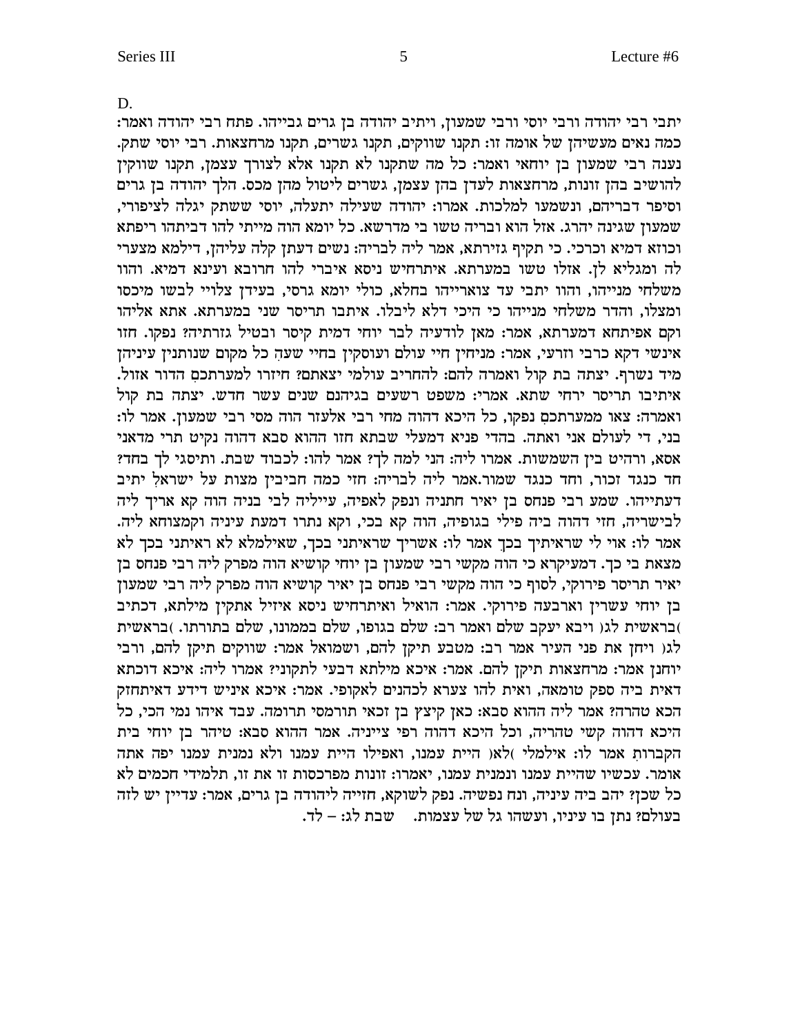D.

יתבי רבי יהודה ורבי יוסי ורבי שמעון, ויתיב יהודה בן גרים גבייהו. פתח רבי יהודה ואמר: כמה נאים מעשיהן של אומה זו: תקנו שווקים, תקנו גשרים, תקנו מרחצאות. רבי יוסי שתק. נענה רבי שמעון בן יוחאי ואמר: כל מה שתקנו לא תקנו אלא לצורך עצמן, תקנו שווקין להושיב בהן זונות, מרחצאות לעדן בהן עצמן, גשרים ליטול מהן מכס. הלך יהודה בן גרים וסיפר דבריהם, ונשמעו למלכות. אמרו: יהודה שעילה יתעלה, יוסי ששתק יגלה לציפורי, שמעון שגינה יהרג. אזל הוא ובריה טשו בי מדרשא. כל יומא הוה מייתי להו דביתהו ריפתא וכוזא דמיא וכרכי. כי תקיף גזירתא, אמר ליה לבריה: נשים דעתן קלה עליהן, דילמא מצערי לה ומגליא לן. אזלו טשו במערתא. איתרחיש ניסא איברי להו חרובא ועינא דמיא. והוו משלחי מנייהו, והוו יתבי עד צואריהו בחלא, כולי יומא גרסי, בעידן צלויי לבשו מיכסו ומצלו, והדר משלחי מנייהו כי היכי דלא ליבלו. איתבו תריסר שני במערתא. אתא אליהו וקם אפיתחא דמערתא, אמר: מאן לודעיה לבר יוחי דמית קיסר ובטיל גזרתיה? נפקו. חזו אינשי דקא כרבי וזרעי, אמר: מניחין חיי עולם ועוסקין בחיי שעה. כל מקום שנותנין עיניהן מיד נשרף. יצתה בת קול ואמרה להם: להחריב עולמי יצאתם? חיזרו למערתכם הדור אזול. איתיבו תריסר ירחי שתא. אמרי: משפט רשעים בגיהנם שנים עשר חדש. יצתה בת קול ואמרה: צאו ממערתכם נפקו, כל היכא דהוה מחי רבי אלעזר הוה מסי רבי שמעון. אמר לו: בני, די לעולם אני ואתה. בהדי פניא דמעלי שבתא חזו ההוא סבא דהוה נקיט תרי מדאני אסא, ורהיט בין השמשות. אמרו ליה: הני למה לך? אמר להו: לכבוד שבת. ותיסגי לך בחד? חד כנגד זכור, וחד כנגד שמור. אמר ליה לבריה: חזי כמה חביבין מצות על ישראל יתיב דעתייהו. שמע רבי פנחס בן יאיר חתניה ונפק לאפיה, עייליה לבי בניה הוה קא אריך ליה לבישריה, חזי דהוה ביה פילי בגופיה, הוה קא בכי, וקא נתרו דמעת עיניה וקמצוחא ליה. אמר לו: אוי לי שראיתיך בכך. אמר לו: אשריך שראיתני בכך, שאילמלא לא ראיתני בכך לא מצאת בי כך. דמעיקרא כי הוה מקשי רבי שמעון בן יוחי קושיא הוה מפרק ליה רבי פנחס בן יאיר תריסר פירוקי, לסוף כי הוה מקשי רבי פנחס בן יאיר קושיא הוה מפרק ליה רבי שמעון בן יוחי עשרין וארבעה פירוקי. אמר: הואיל ואיתרחיש ניסא איזיל אתקין מילתא, דכתיב (בראשית לג) ויבא יעקב שלם ואמר רב: שלם בגופו, שלם בממונו, שלם בתורתו. (בראשית לג) ויחן את פני העיר אמר רב: מטבע תיקן להם, ושמואל אמר: שווקים תיקן להם, ורבי יוחנן אמר: מרחצאות תיקן להם. אמר: איכא מילתא דבעי לתקוני? אמרו ליה: איכא דוכתא דאית ביה ספק טומאה, ואית להו צערא לכהנים לאקופי. אמר: איכא איניש דידע דאיתחזק הכא טהרה? אמר ליה ההוא סבא: כאן קיצץ בן זכאי תורמסי תרומה. עבד איהו נמי הכי, כל היכא דהוה קשי טהריה, וכל היכא דהוה רפי צייניה. אמר ההוא סבא: טיהר בן יוחי בית הקברות. אמר לו: אילמלי (לא) היית עמנו, ואפילו היית עמנו ולא נמנית עמנו יפה אתה אומר. עכשיו שהיית עמנו ונמנית עמנו, יאמרו: זונות מפרכסות זו את זו, תלמידי חכמים לא כל שכן? יהב ביה עיניה, ונח נפשיה. נפק לשוקא, חזייה ליהודה בן גרים, אמר: עדיין יש לזה בעולם? נתן בו עיניו, ועשהו גל של עצמות. שבת לג: – לד.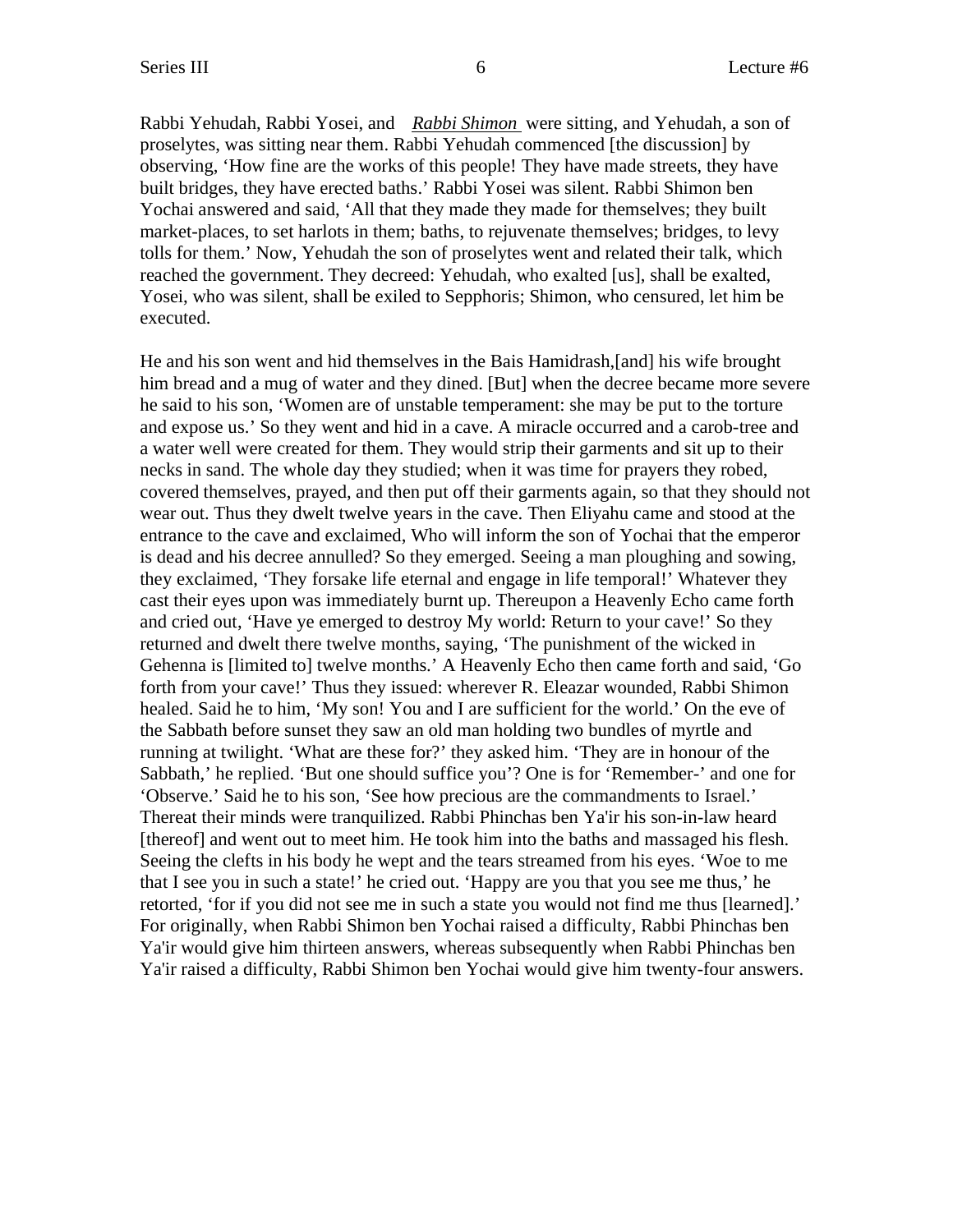Rabbi Yehudah, Rabbi Yosei, and *Rabbi Shimon* were sitting, and Yehudah, a son of proselytes, was sitting near them. Rabbi Yehudah commenced [the discussion] by observing, 'How fine are the works of this people! They have made streets, they have built bridges, they have erected baths.' Rabbi Yosei was silent. Rabbi Shimon ben Yochai answered and said, 'All that they made they made for themselves; they built market-places, to set harlots in them; baths, to rejuvenate themselves; bridges, to levy tolls for them.' Now, Yehudah the son of proselytes went and related their talk, which reached the government. They decreed: Yehudah, who exalted [us], shall be exalted, Yosei, who was silent, shall be exiled to Sepphoris; Shimon, who censured, let him be executed.

He and his son went and hid themselves in the Bais Hamidrash,[and] his wife brought him bread and a mug of water and they dined. [But] when the decree became more severe he said to his son, 'Women are of unstable temperament: she may be put to the torture and expose us.' So they went and hid in a cave. A miracle occurred and a carob-tree and a water well were created for them. They would strip their garments and sit up to their necks in sand. The whole day they studied; when it was time for prayers they robed, covered themselves, prayed, and then put off their garments again, so that they should not wear out. Thus they dwelt twelve years in the cave. Then Eliyahu came and stood at the entrance to the cave and exclaimed, Who will inform the son of Yochai that the emperor is dead and his decree annulled? So they emerged. Seeing a man ploughing and sowing, they exclaimed, 'They forsake life eternal and engage in life temporal!' Whatever they cast their eyes upon was immediately burnt up. Thereupon a Heavenly Echo came forth and cried out, 'Have ye emerged to destroy My world: Return to your cave!' So they returned and dwelt there twelve months, saying, 'The punishment of the wicked in Gehenna is [limited to] twelve months.' A Heavenly Echo then came forth and said, 'Go forth from your cave!' Thus they issued: wherever R. Eleazar wounded, Rabbi Shimon healed. Said he to him, 'My son! You and I are sufficient for the world.' On the eve of the Sabbath before sunset they saw an old man holding two bundles of myrtle and running at twilight. 'What are these for?' they asked him. 'They are in honour of the Sabbath,' he replied. 'But one should suffice you'? One is for 'Remember-' and one for 'Observe.' Said he to his son, 'See how precious are the commandments to Israel.' Thereat their minds were tranquilized. Rabbi Phinchas ben Ya'ir his son-in-law heard [thereof] and went out to meet him. He took him into the baths and massaged his flesh. Seeing the clefts in his body he wept and the tears streamed from his eyes. 'Woe to me that I see you in such a state!' he cried out. 'Happy are you that you see me thus,' he retorted, 'for if you did not see me in such a state you would not find me thus [learned].' For originally, when Rabbi Shimon ben Yochai raised a difficulty, Rabbi Phinchas ben Ya'ir would give him thirteen answers, whereas subsequently when Rabbi Phinchas ben Ya'ir raised a difficulty, Rabbi Shimon ben Yochai would give him twenty-four answers.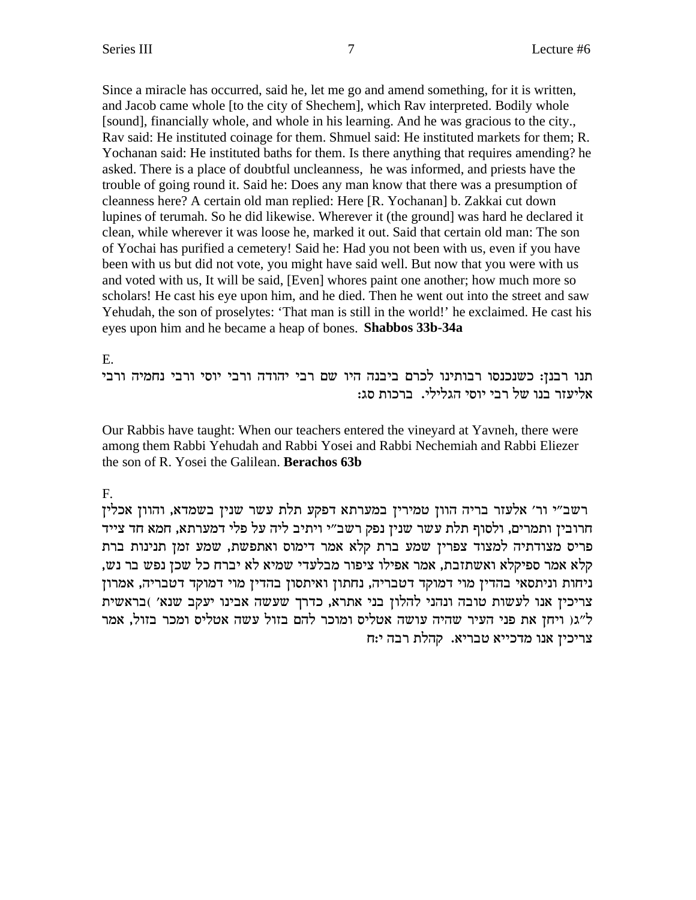Since a miracle has occurred, said he, let me go and amend something, for it is written, and Jacob came whole [to the city of Shechem], which Rav interpreted. Bodily whole [sound], financially whole, and whole in his learning. And he was gracious to the city., Rav said: He instituted coinage for them. Shmuel said: He instituted markets for them; R. Yochanan said: He instituted baths for them. Is there anything that requires amending? he asked. There is a place of doubtful uncleanness, he was informed, and priests have the trouble of going round it. Said he: Does any man know that there was a presumption of cleanness here? A certain old man replied: Here [R. Yochanan] b. Zakkai cut down lupines of terumah. So he did likewise. Wherever it (the ground] was hard he declared it clean, while wherever it was loose he, marked it out. Said that certain old man: The son of Yochai has purified a cemetery! Said he: Had you not been with us, even if you have been with us but did not vote, you might have said well. But now that you were with us and voted with us, It will be said, [Even] whores paint one another; how much more so scholars! He cast his eye upon him, and he died. Then he went out into the street and saw Yehudah, the son of proselytes: 'That man is still in the world!' he exclaimed. He cast his eyes upon him and he became a heap of bones. **Shabbos 33b-34a**

E.

תנו רבנן: כשנכנסו רבותינו לכרם ביבנה היו שם רבי יהודה ורבי יוסי ורבי נחמיה ורבי אליעזר בנו של רבי יוסי הגלילי. ברכות סג:

Our Rabbis have taught: When our teachers entered the vineyard at Yavneh, there were among them Rabbi Yehudah and Rabbi Yosei and Rabbi Nechemiah and Rabbi Eliezer the son of R. Yosei the Galilean. **Berachos 63b**

F.

רשב"י ור' אלעזר בריה הוון טמירין במערתא דפקע תלת עשר שנין בשמדא, והוון אכלין חרובין ותמרים, ולסוף תלת עשר שנין נפק רשב"י ויתיב ליה על פלי דמערתא, חמא חד צייד פריס מצודתיה למצוד צפרין שמע ברת קלא אמר דימוס ואתפשת, שמע זמן תנינות ברת קלא אמר ספיקלא ואשתזבת, אמר אפילו ציפור מבלעדי שמיא לא יברח כל שכן נפש בר נש, ניחות וניתסאי בהדין מוי דמוקד דטבריה, נחתון ואיתסון בהדין מוי דמוקד דטבריה, אמרון צריכין אנו לעשות טובה ונהני להלון בני אתרא, כדרך שעשה אבינו יעקב שנא' (בראשית ל"ג) ויחן את פני העיר שהיה עושה אטליס ומוכר להם בזול עשה אטליס ומכר בזול, אמר צריכין אנו מדכייא טבריא. קהלת רבה י:ח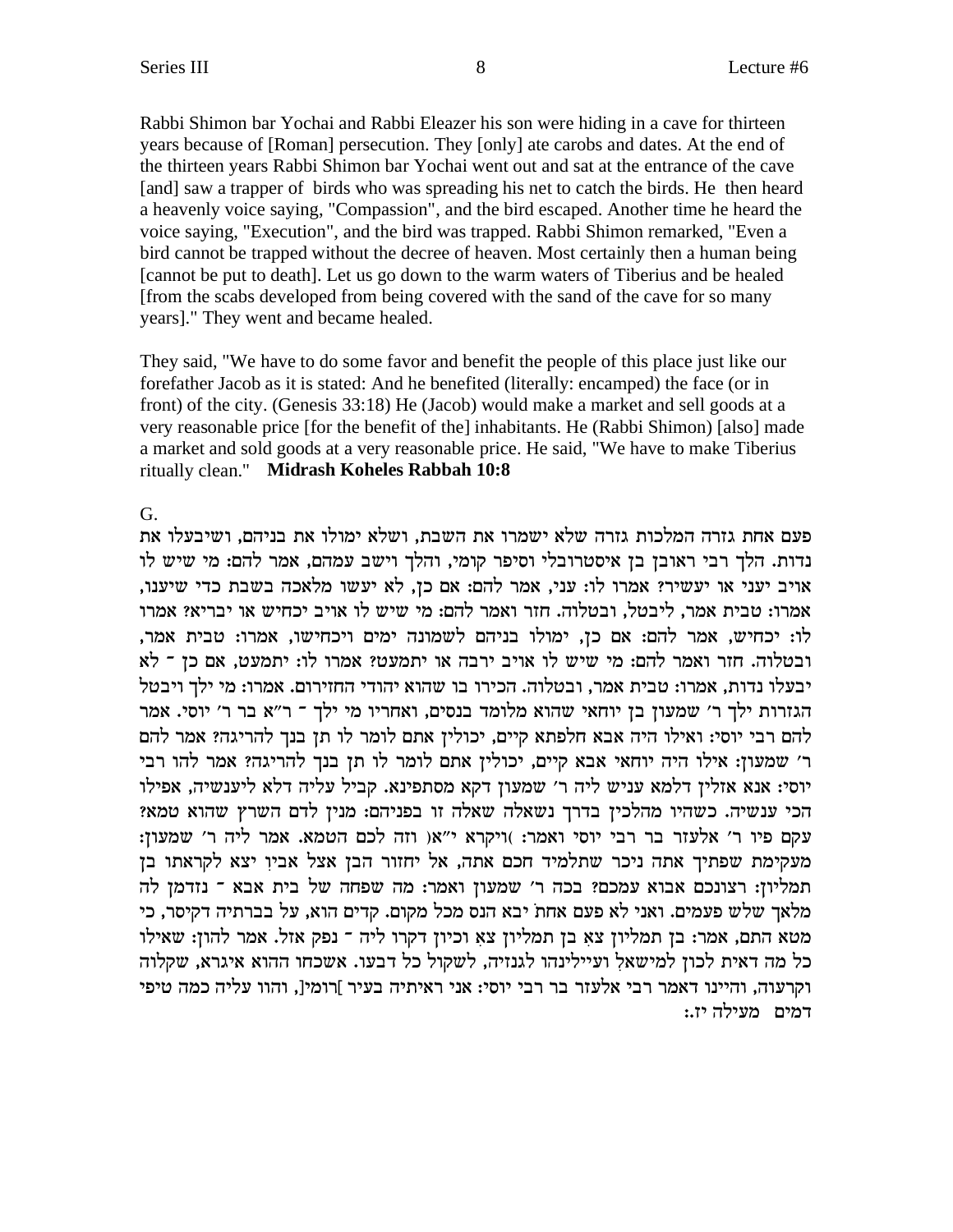Rabbi Shimon bar Yochai and Rabbi Eleazer his son were hiding in a cave for thirteen years because of [Roman] persecution. They [only] ate carobs and dates. At the end of the thirteen years Rabbi Shimon bar Yochai went out and sat at the entrance of the cave [and] saw a trapper of birds who was spreading his net to catch the birds. He then heard a heavenly voice saying, "Compassion", and the bird escaped. Another time he heard the voice saying, "Execution", and the bird was trapped. Rabbi Shimon remarked, "Even a bird cannot be trapped without the decree of heaven. Most certainly then a human being [cannot be put to death]. Let us go down to the warm waters of Tiberius and be healed [from the scabs developed from being covered with the sand of the cave for so many years]." They went and became healed.

They said, "We have to do some favor and benefit the people of this place just like our forefather Jacob as it is stated: And he benefited (literally: encamped) the face (or in front) of the city. (Genesis 33:18) He (Jacob) would make a market and sell goods at a very reasonable price [for the benefit of the] inhabitants. He (Rabbi Shimon) [also] made a market and sold goods at a very reasonable price. He said, "We have to make Tiberius ritually clean." **Midrash Koheles Rabbah 10:8**

G.

פעם אחת גזרה המלכות גזרה שלא ישמרו את השבת, ושלא ימולו את בניהם, ושיבעלו את נדות. הלך רבי ראובן בן איסטרובלי וסיפר קומי, והלך וישב עמהם, אמר להם: מי שיש לו אויב יעני או יעשיר? אמרו לו: עני, אמר להם: אם כן, לא יעשו מלאכה בשבת כדי שיענו, אמרו: טבית אמר, ליבטל, ובטלוה. חזר ואמר להם: מי שיש לו אויב יכחיש או יבריא? אמרו לו: יכחיש, אמר להם: אם כן, ימולו בניהם לשמונה ימים ויכחישו, אמרו: טבית אמר, ובטלוה. חזר ואמר להם: מי שיש לו אויב ירבה או יתמעט? אמרו לו: יתמעט, אם כן ־ לא יבעלו נדות, אמרו: טבית אמר, ובטלוה. הכירו בו שהוא יהודי החזירום. אמרו: מי ילך ויבטל הגזרות ילך ר' שמעון בן יוחאי שהוא מלומד בנסים, ואחריו מי ילך ־ ר"א בר ר' יוסי. אמר להם רבי יוסי: ואילו היה אבא חלפתא קיים, יכולין אתם לומר לו תן בנך להריגה? אמר להם ר' שמעון: אילו היה יוחאי אבא קיים, יכולין אתם לומר לו תן בנך להריגה? אמר להו רבי יוסי: אנא אזלין דלמא עניש ליה ר' שמעון דקא מסתפינא. קביל עליה דלא ליענשיה, אפילו הכי ענשיה. כשהיו מהלכין בדרך נשאלה שאלה זו בפניהם: מנין לדם השרץ שהוא טמא? עקם פיו ר' אלעזר בר רבי יוסי ואמר: )ויקרא י"א( וזה לכם הטמא. אמר ליה ר' שמעון: מעקימת שפתיך אתה ניכר שתלמיד חכם אתה, אל יחזור הבן אצל אביו יצא לקראתו בן תמליון: רצונכם אבוא עמכם? בכה ר' שמעון ואמר: מה שפחה של בית אבא ־ נזדמן לה מלאך שלש פעמים. ואני לא פעם אחת יבא הנס מכל מקום. קדים הוא, על בברתיה דקיסר, כי מטא התם, אמר: בן תמליון צא בן תמליון צא וכיון דקרו ליה ־ נפק אזל. אמר להון: שאילו כל מה דאית לכון למישאל ועיילינהו לגנזיה, לשקול כל דבעו. אשכחו ההוא איגרא, שקלוה וקרעוה, והיינו דאמר רבי אלעזר בר רבי יוסי: אני ראיתיה בעיר ]רומי[, והוו עליה כמה טיפי דמים מעילה יז.: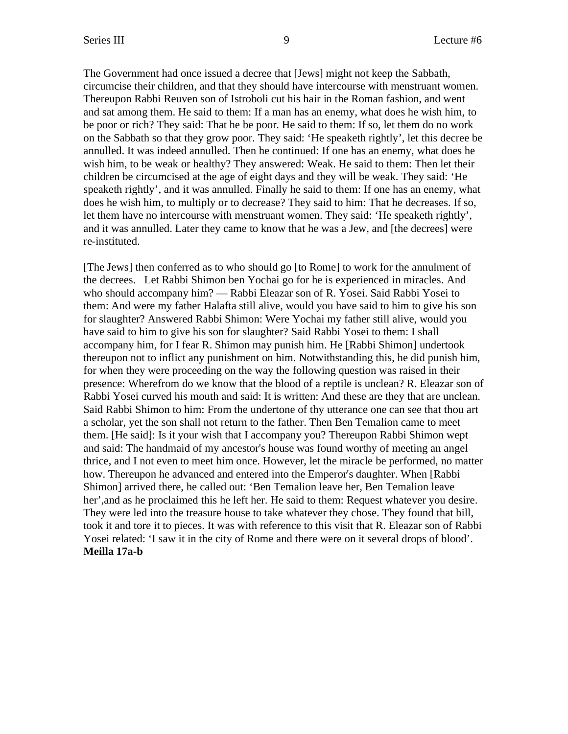The Government had once issued a decree that [Jews] might not keep the Sabbath, circumcise their children, and that they should have intercourse with menstruant women. Thereupon Rabbi Reuven son of Istroboli cut his hair in the Roman fashion, and went and sat among them. He said to them: If a man has an enemy, what does he wish him, to be poor or rich? They said: That he be poor. He said to them: If so, let them do no work on the Sabbath so that they grow poor. They said: 'He speaketh rightly', let this decree be annulled. It was indeed annulled. Then he continued: If one has an enemy, what does he wish him, to be weak or healthy? They answered: Weak. He said to them: Then let their children be circumcised at the age of eight days and they will be weak. They said: 'He speaketh rightly', and it was annulled. Finally he said to them: If one has an enemy, what does he wish him, to multiply or to decrease? They said to him: That he decreases. If so, let them have no intercourse with menstruant women. They said: 'He speaketh rightly', and it was annulled. Later they came to know that he was a Jew, and [the decrees] were re-instituted.

[The Jews] then conferred as to who should go [to Rome] to work for the annulment of the decrees. Let Rabbi Shimon ben Yochai go for he is experienced in miracles. And who should accompany him? — Rabbi Eleazar son of R. Yosei. Said Rabbi Yosei to them: And were my father Halafta still alive, would you have said to him to give his son for slaughter? Answered Rabbi Shimon: Were Yochai my father still alive, would you have said to him to give his son for slaughter? Said Rabbi Yosei to them: I shall accompany him, for I fear R. Shimon may punish him. He [Rabbi Shimon] undertook thereupon not to inflict any punishment on him. Notwithstanding this, he did punish him, for when they were proceeding on the way the following question was raised in their presence: Wherefrom do we know that the blood of a reptile is unclean? R. Eleazar son of Rabbi Yosei curved his mouth and said: It is written: And these are they that are unclean. Said Rabbi Shimon to him: From the undertone of thy utterance one can see that thou art a scholar, yet the son shall not return to the father. Then Ben Temalion came to meet them. [He said]: Is it your wish that I accompany you? Thereupon Rabbi Shimon wept and said: The handmaid of my ancestor's house was found worthy of meeting an angel thrice, and I not even to meet him once. However, let the miracle be performed, no matter how. Thereupon he advanced and entered into the Emperor's daughter. When [Rabbi Shimon] arrived there, he called out: 'Ben Temalion leave her, Ben Temalion leave her',and as he proclaimed this he left her. He said to them: Request whatever you desire. They were led into the treasure house to take whatever they chose. They found that bill, took it and tore it to pieces. It was with reference to this visit that R. Eleazar son of Rabbi Yosei related: 'I saw it in the city of Rome and there were on it several drops of blood'.
**Meilla 17a-b**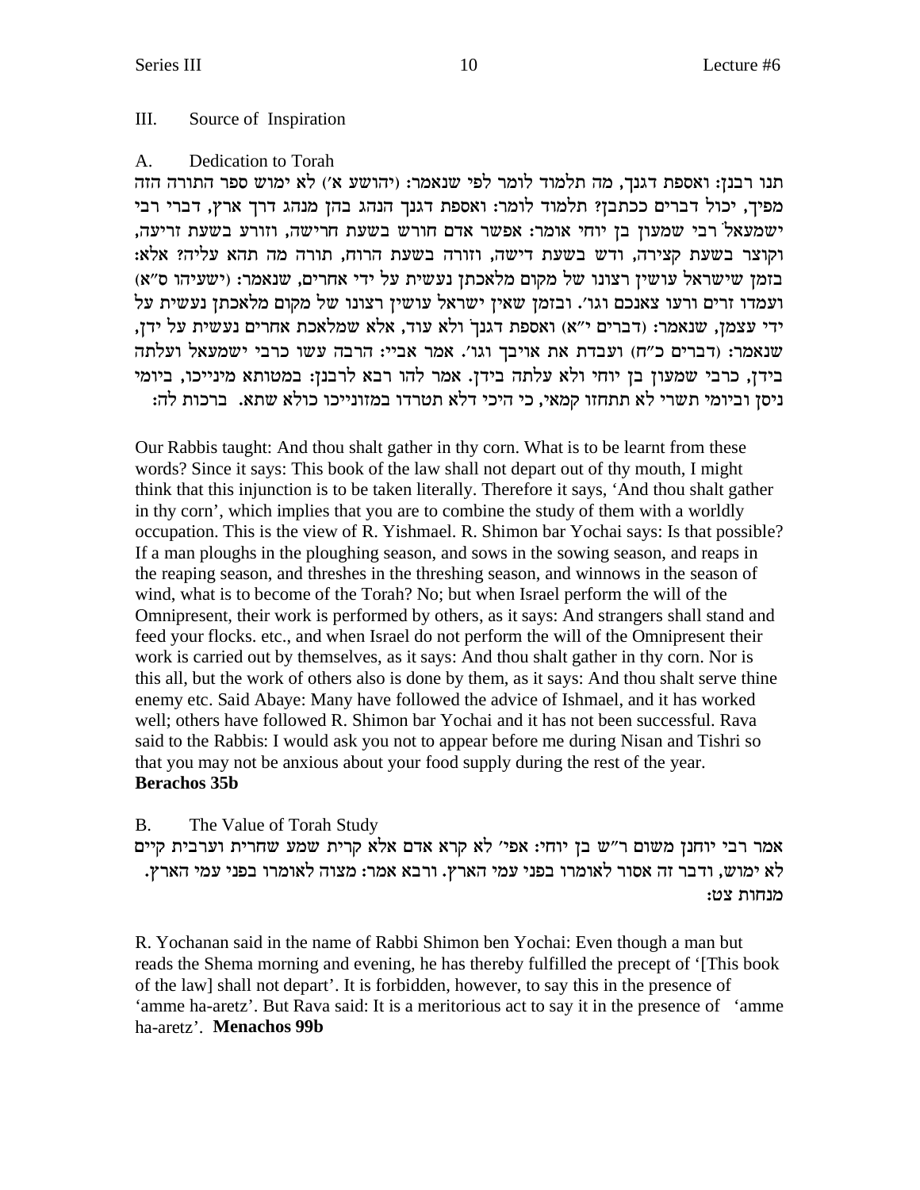## III. Source of Inspiration

### A. Dedication to Torah

תנו רבנן: ואספת דגנך, מה תלמוד לומר לפי שנאמר: (יהושע א') לא ימוש ספר התורה הזה מפיך, יכול דברים ככתבן? תלמוד לומר: ואספת דגנך הנהג בהן מנהג דרך ארץ, דברי רבי ישמעאל רבי שמעון בן יוחי אומר: אפשר אדם חורש בשעת חרישה, וזורע בשעת זריעה, וקוצר בשעת קצירה, ודש בשעת דישה, וזורה בשעת הרוח, תורה מה תהא עליה? אלא: בזמן שישראל עושין רצונו של מקום מלאכתן נעשית על ידי אחרים, שנאמר: (ישעיהו ס"א) ועמדו זרים ורעו צאנכם וגו'. ובזמן שאין ישראל עושין רצונו של מקום מלאכתן נעשית על ידי עצמן, שנאמר: (דברים י"א) ואספת דגנך ולא עוד, אלא שמלאכת אחרים נעשית על ידן, שנאמר: (דברים כ"ח) ועבדת את אויבך וגו'. אמר אביי: הרבה עשו כרבי ישמעאל ועלתה בידן, כרבי שמעון בן יוחי ולא עלתה בידן. אמר להו רבא לרבנן: במטותא מינייכו, ביומי ניסן וביומי תשרי לא תתחזו קמאי, כי היכי דלא תטרדו במזונייכו כולא שתא. ברכות לה:

Our Rabbis taught: And thou shalt gather in thy corn. What is to be learnt from these words? Since it says: This book of the law shall not depart out of thy mouth, I might think that this injunction is to be taken literally. Therefore it says, 'And thou shalt gather in thy corn', which implies that you are to combine the study of them with a worldly occupation. This is the view of R. Yishmael. R. Shimon bar Yochai says: Is that possible? If a man ploughs in the ploughing season, and sows in the sowing season, and reaps in the reaping season, and threshes in the threshing season, and winnows in the season of wind, what is to become of the Torah? No; but when Israel perform the will of the Omnipresent, their work is performed by others, as it says: And strangers shall stand and feed your flocks. etc., and when Israel do not perform the will of the Omnipresent their work is carried out by themselves, as it says: And thou shalt gather in thy corn. Nor is this all, but the work of others also is done by them, as it says: And thou shalt serve thine enemy etc. Said Abaye: Many have followed the advice of Ishmael, and it has worked well; others have followed R. Shimon bar Yochai and it has not been successful. Rava said to the Rabbis: I would ask you not to appear before me during Nisan and Tishri so that you may not be anxious about your food supply during the rest of the year. **Berachos 35b**

### B. The Value of Torah Study

אמר רבי יוחנן משום ר"ש בן יוחי: אפי' לא קרא אדם אלא קרית שמע שחרית וערבית קיים לא ימוש, ודבר זה אסור לאומרו בפני עמי הארץ. ורבא אמר: מצוה לאומרו בפני עמי הארץ. מנחות צט:

R. Yochanan said in the name of Rabbi Shimon ben Yochai: Even though a man but reads the Shema morning and evening, he has thereby fulfilled the precept of '[This book of the law] shall not depart'. It is forbidden, however, to say this in the presence of 'amme ha-aretz'. But Rava said: It is a meritorious act to say it in the presence of 'amme ha-aretz'. **Menachos 99b**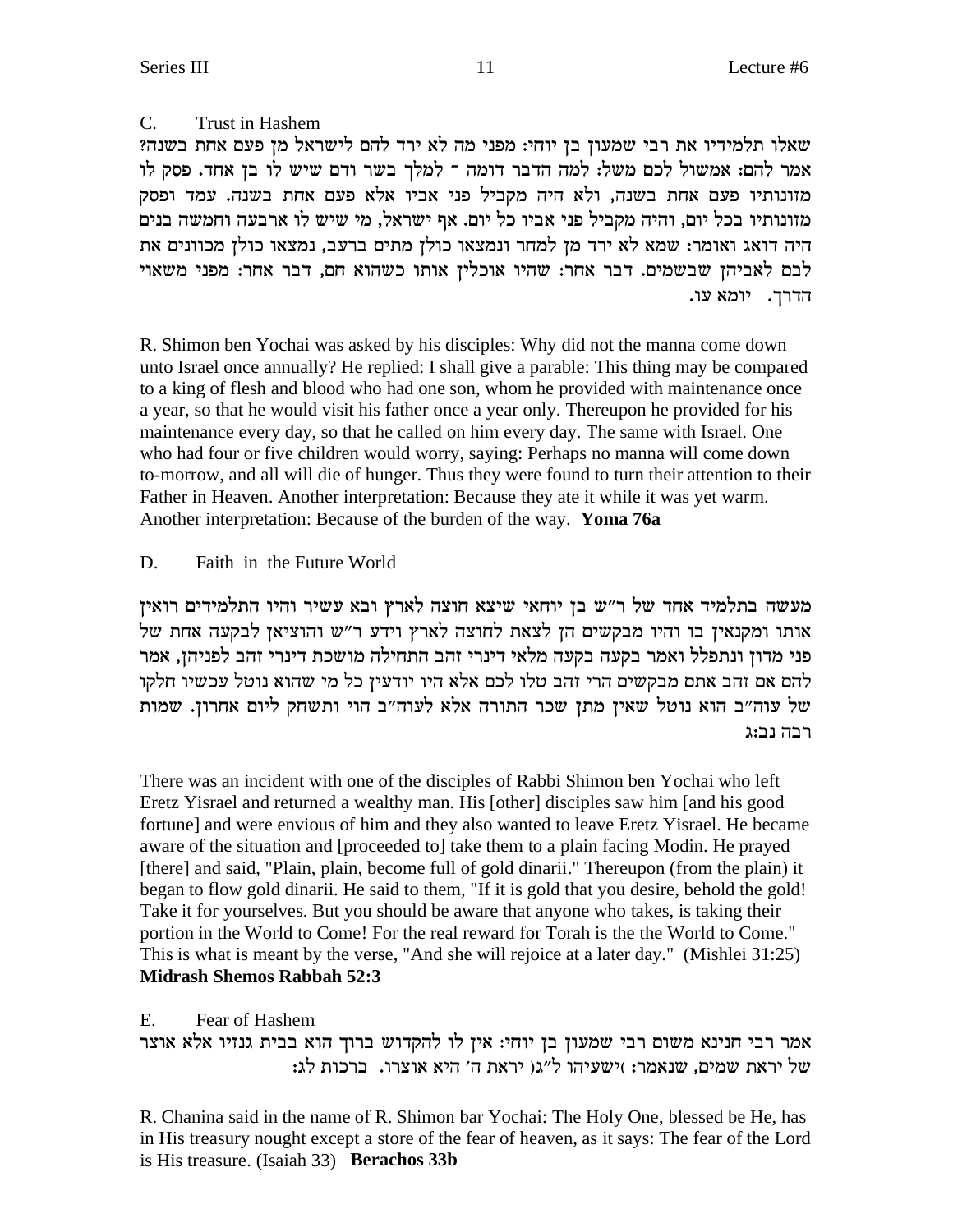C. Trust in Hashem

שאלו תלמידיו את רבי שמעון בן יוחי: מפני מה לא ירד להם לישראל מן פעם אחת בשנה? אמר להם: אמשול לכם משל: למה הדבר דומה - למלך בשר ודם שיש לו בן אחד. פסק לו מזונותיו פעם אחת בשנה, ולא היה מקביל פני אביו אלא פעם אחת בשנה. עמד ופסק מזונותיו בכל יום, והיה מקביל פני אביו כל יום. אף ישראל, מי שיש לו ארבעה וחמשה בנים היה דואג ואומר: שמא לא ירד מן למחר ונמצאו כולן מתים ברעב, נמצאו כולן מכוונים את לבם לאביהן שבשמים. דבר אחר: שהיו אוכלין אותו כשהוא חם, דבר אחר: מפני משאוי הדרך. יומא עו.

R. Shimon ben Yochai was asked by his disciples: Why did not the manna come down unto Israel once annually? He replied: I shall give a parable: This thing may be compared to a king of flesh and blood who had one son, whom he provided with maintenance once a year, so that he would visit his father once a year only. Thereupon he provided for his maintenance every day, so that he called on him every day. The same with Israel. One who had four or five children would worry, saying: Perhaps no manna will come down to-morrow, and all will die of hunger. Thus they were found to turn their attention to their Father in Heaven. Another interpretation: Because they ate it while it was yet warm. Another interpretation: Because of the burden of the way. **Yoma 76a**

D. Faith in the Future World

מעשה בתלמיד אחד של ר"ש בן יוחאי שיצא חוצה לארץ ובא עשיר והיו התלמידים רואין אותו ומקנאין בו והיו מבקשים הן לצאת לחוצה לארץ וידע ר"ש והוציאן לבקעה אחת של פני מדון ונתפלל ואמר בקעה בקעה מלאי דינרי זהב התחילה מושכת דינרי זהב לפניהן, אמר להם אם זהב אתם מבקשים הרי זהב טלו לכם אלא היו יודעין כל מי שהוא נוטל עכשיו חלקו של עוה"ב הוא נוטל שאין מתן שכר התורה אלא לעוה"ב הוי ותשחק ליום אחרון. שמות רבה נב:ג

There was an incident with one of the disciples of Rabbi Shimon ben Yochai who left Eretz Yisrael and returned a wealthy man. His [other] disciples saw him [and his good fortune] and were envious of him and they also wanted to leave Eretz Yisrael. He became aware of the situation and [proceeded to] take them to a plain facing Modin. He prayed [there] and said, "Plain, plain, become full of gold dinarii." Thereupon (from the plain) it began to flow gold dinarii. He said to them, "If it is gold that you desire, behold the gold! Take it for yourselves. But you should be aware that anyone who takes, is taking their portion in the World to Come! For the real reward for Torah is the the World to Come." This is what is meant by the verse, "And she will rejoice at a later day." (Mishlei 31:25) **Midrash Shemos Rabbah 52:3**

E. Fear of Hashem

אמר רבי חנינא משום רבי שמעון בן יוחי: אין לו להקדוש ברוך הוא בבית גנזיו אלא אוצר של יראת שמים, שנאמר: (ישעיהו ל"ג) יראת ה' היא אוצרו. ברכות לג:

R. Chanina said in the name of R. Shimon bar Yochai: The Holy One, blessed be He, has in His treasury nought except a store of the fear of heaven, as it says: The fear of the Lord is His treasure. (Isaiah 33) **Berachos 33b**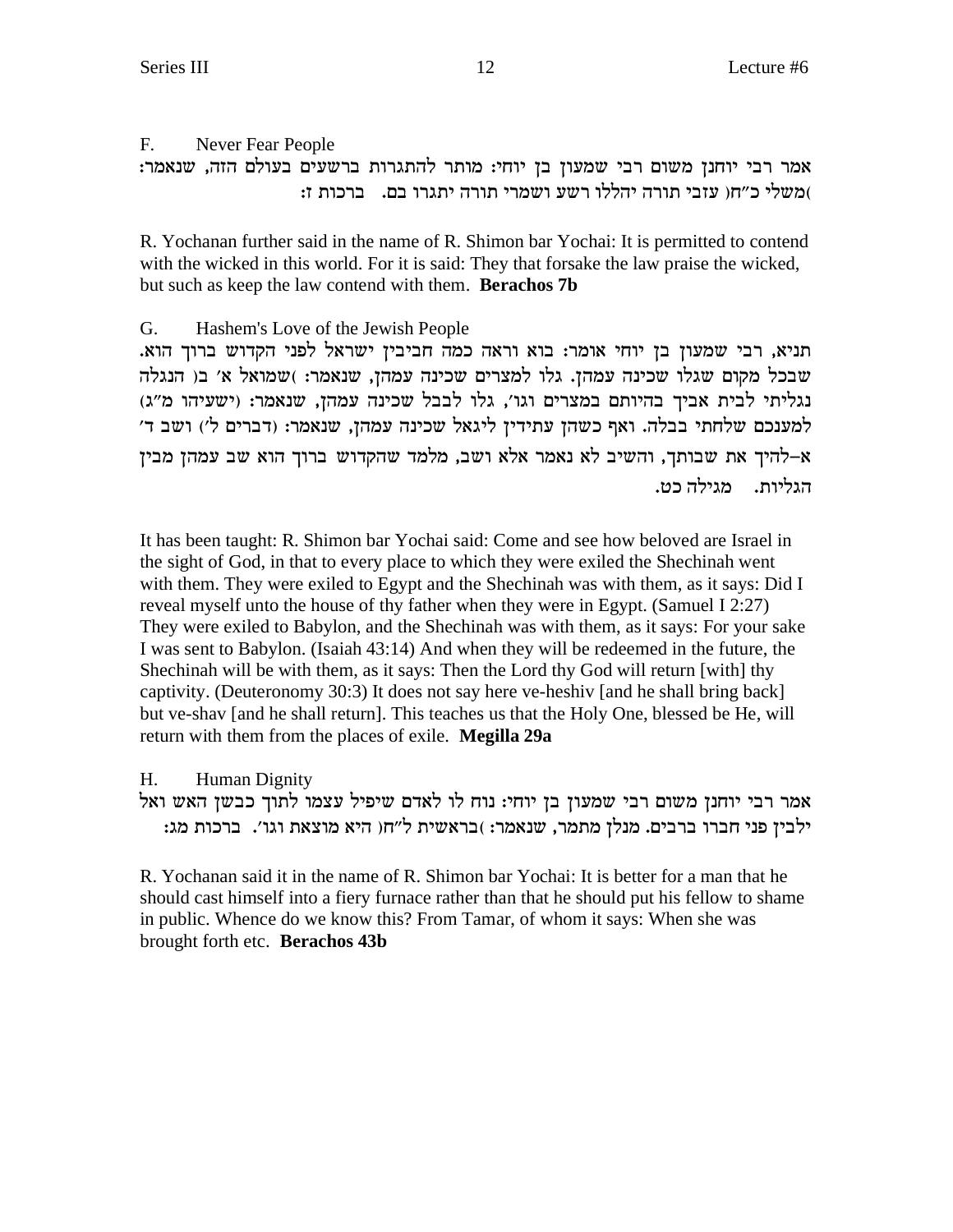F. Never Fear People

אמר רבי יוחנן משום רבי שמעון בן יוחי: מותר להתגרות ברשעים בעולם הזה, שנאמר: )משלי כ"ח( עזבי תורה יהללו רשע ושמרי תורה יתגרו בם. ברכות ז:

R. Yochanan further said in the name of R. Shimon bar Yochai: It is permitted to contend with the wicked in this world. For it is said: They that forsake the law praise the wicked, but such as keep the law contend with them. **Berachos 7b**

G. Hashem's Love of the Jewish People

תניא, רבי שמעון בן יוחי אומר: בוא וראה כמה חביבין ישראל לפני הקדוש ברוך הוא. שבכל מקום שגלו שכינה עמהן. גלו למצרים שכינה עמהן, שנאמר: )שמואל א' ב( הנגלה נגליתי לבית אביך בהיותם במצרים וגו', גלו לבבל שכינה עמהן, שנאמר: (ישעיהו מ"ג) למענכם שלחתי בבלה. ואף כשהן עתידין ליגאל שכינה עמהן, שנאמר: (דברים ל') ושב ד' א-להיך את שבותך, והשיב לא נאמר אלא ושב, מלמד שהקדוש ברוך הוא שב עמהן מבין הגליות. מגילה כט.

It has been taught: R. Shimon bar Yochai said: Come and see how beloved are Israel in the sight of God, in that to every place to which they were exiled the Shechinah went with them. They were exiled to Egypt and the Shechinah was with them, as it says: Did I reveal myself unto the house of thy father when they were in Egypt. (Samuel I 2:27) They were exiled to Babylon, and the Shechinah was with them, as it says: For your sake I was sent to Babylon. (Isaiah 43:14) And when they will be redeemed in the future, the Shechinah will be with them, as it says: Then the Lord thy God will return [with] thy captivity. (Deuteronomy 30:3) It does not say here ve-heshiv [and he shall bring back] but ve-shav [and he shall return]. This teaches us that the Holy One, blessed be He, will return with them from the places of exile. **Megilla 29a**

H. Human Dignity

אמר רבי יוחנן משום רבי שמעון בן יוחי: נוח לו לאדם שיפיל עצמו לתוך כבשן האש ואל ילבין פני חברו ברבים. מנלן מתמר, שנאמר: )בראשית ל"ח( היא מוצאת וגו'. ברכות מג:

R. Yochanan said it in the name of R. Shimon bar Yochai: It is better for a man that he should cast himself into a fiery furnace rather than that he should put his fellow to shame in public. Whence do we know this? From Tamar, of whom it says: When she was brought forth etc. **Berachos 43b**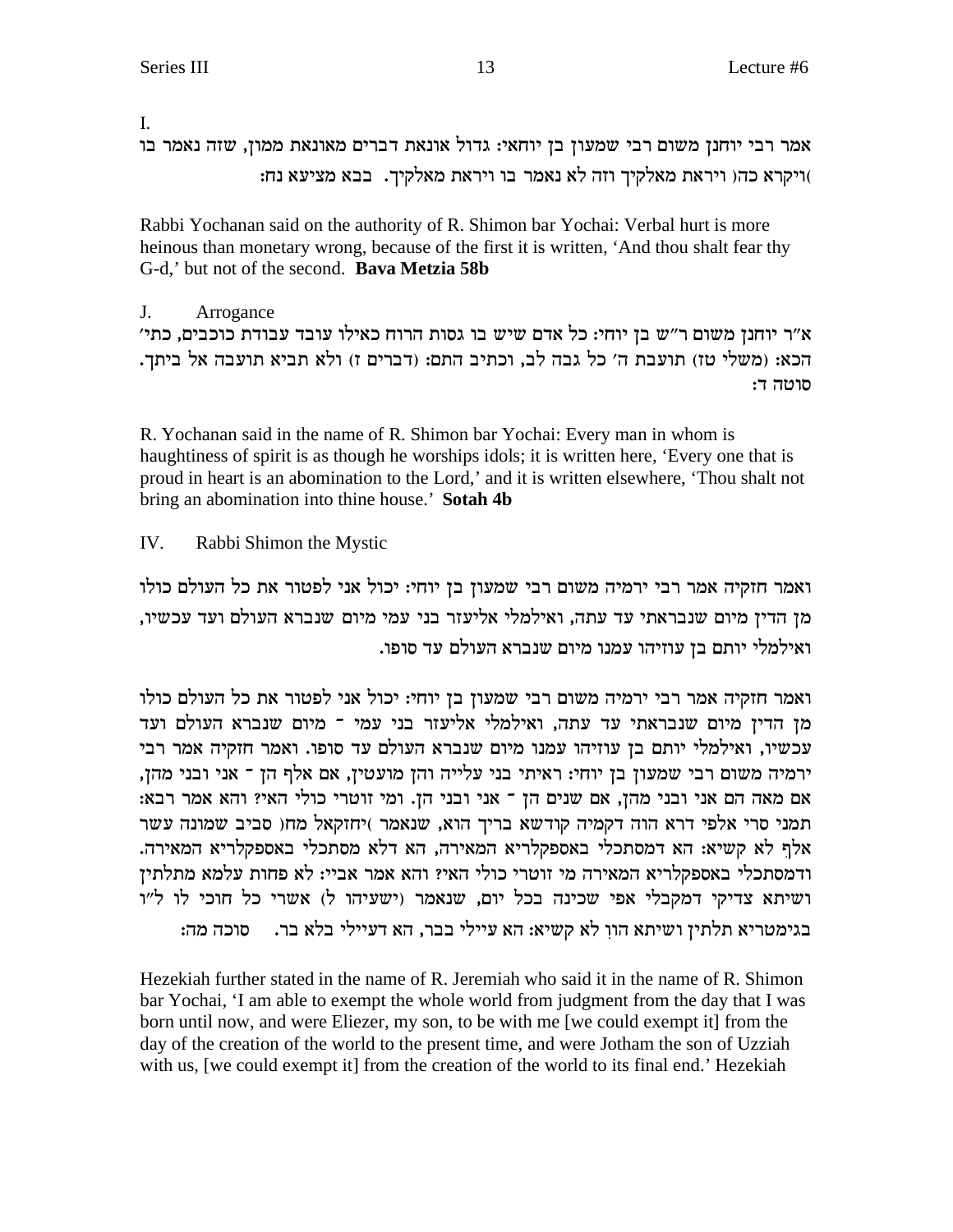I.

אמר רבי יוחנן משום רבי שמעון בן יוחאי: גדול אונאת דברים מאונאת ממון, שזה נאמר בו )ויקרא כה( ויראת מאלקיך וזה לא נאמר בו ויראת מאלקיך. בבא מציעא נח:

Rabbi Yochanan said on the authority of R. Shimon bar Yochai: Verbal hurt is more heinous than monetary wrong, because of the first it is written, 'And thou shalt fear thy G-d,' but not of the second. **Bava Metzia 58b**

J. Arrogance

א"ר יוחנן משום ר"ש בן יוחי: כל אדם שיש בו גסות הרוח כאילו עובד עבודת כוכבים, כתי' הכא: (משלי טז) תועבת ה' כל גבה לב, וכתיב התם: (דברים ז) ולא תביא תועבה אל ביתך. סוטה ד:

R. Yochanan said in the name of R. Shimon bar Yochai: Every man in whom is haughtiness of spirit is as though he worships idols; it is written here, 'Every one that is proud in heart is an abomination to the Lord,' and it is written elsewhere, 'Thou shalt not bring an abomination into thine house.' **Sotah 4b**

IV. Rabbi Shimon the Mystic

ואמר חזקיה אמר רבי ירמיה משום רבי שמעון בן יוחי: יכול אני לפטור את כל העולם כולו מן הדין מיום שנבראתי עד עתה, ואילמלי אליעזר בני עמי מיום שנברא העולם ועד עכשיו, ואילמלי יותם בן עוזיהו עמנו מיום שנברא העולם עד סופו.

ואמר חזקיה אמר רבי ירמיה משום רבי שמעון בן יוחי: יכול אני לפטור את כל העולם כולו מן הדין מיום שנבראתי עד עתה, ואילמלי אליעזר בני עמי - מיום שנברא העולם ועד עכשיו, ואילמלי יותם בן עוזיהו עמנו מיום שנברא העולם עד סופו. ואמר חזקיה אמר רבי ירמיה משום רבי שמעון בן יוחי: ראיתי בני עלייה והן מועטין, אם אלף הן - אני ובני מהן, אם מאה הם אני ובני מהן, אם שנים הן - אני ובני הן. ומי זוטרי כולי האי? והא אמר רבא: תמני סרי אלפי דרא הוה דקמיה קודשא בריך הוא, שנאמר )יחזקאל מח( סביב שמונה עשר אלף לא קשיא: הא דמסתכלי באספקלריא המאירה, הא דלא מסתכלי באספקלריא המאירה. ודמסתכלי באספקלריא המאירה מי זוטרי כולי האי? והא אמר אביי: לא פחות עלמא מתלתין ושיתא צדיקי דמקבלי אפי שכינה בכל יום, שנאמר (ישעיהו ל) אשרי כל חוכי לו ל"ו בגימטריא תלתין ושיתא הוו לא קשיא: הא עיילי בבר, הא דעיילי בלא בר. סוכה מה:

Hezekiah further stated in the name of R. Jeremiah who said it in the name of R. Shimon bar Yochai, 'I am able to exempt the whole world from judgment from the day that I was born until now, and were Eliezer, my son, to be with me [we could exempt it] from the day of the creation of the world to the present time, and were Jotham the son of Uzziah with us, [we could exempt it] from the creation of the world to its final end.' Hezekiah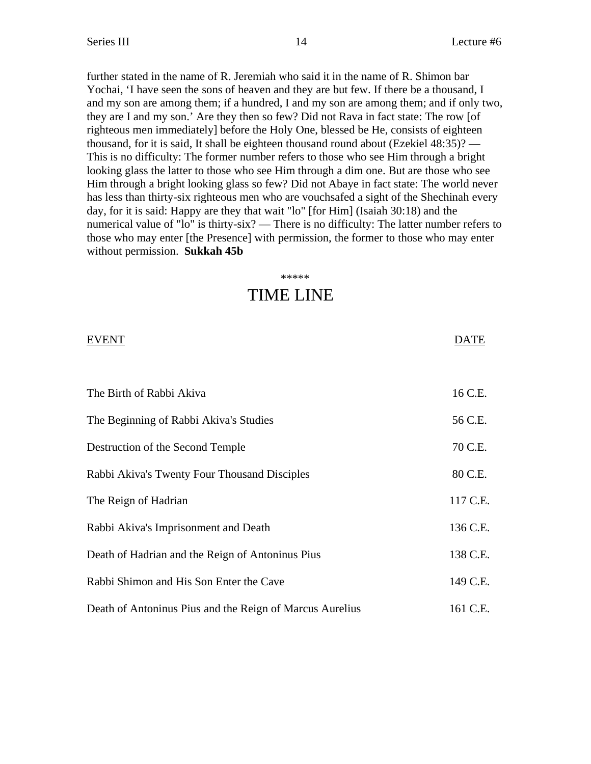further stated in the name of R. Jeremiah who said it in the name of R. Shimon bar Yochai, 'I have seen the sons of heaven and they are but few. If there be a thousand, I and my son are among them; if a hundred, I and my son are among them; and if only two, they are I and my son.' Are they then so few? Did not Rava in fact state: The row [of righteous men immediately] before the Holy One, blessed be He, consists of eighteen thousand, for it is said, It shall be eighteen thousand round about (Ezekiel 48:35)? — This is no difficulty: The former number refers to those who see Him through a bright looking glass the latter to those who see Him through a dim one. But are those who see Him through a bright looking glass so few? Did not Abaye in fact state: The world never has less than thirty-six righteous men who are vouchsafed a sight of the Shechinah every day, for it is said: Happy are they that wait "lo" [for Him] (Isaiah 30:18) and the numerical value of "lo" is thirty-six? — There is no difficulty: The latter number refers to those who may enter [the Presence] with permission, the former to those who may enter without permission. **Sukkah 45b**

*****

# TIME LINE

| EVENT | DATE |
| --- | --- |
| The Birth of Rabbi Akiva | 16 C.E. |
| The Beginning of Rabbi Akiva's Studies | 56 C.E. |
| Destruction of the Second Temple | 70 C.E. |
| Rabbi Akiva's Twenty Four Thousand Disciples | 80 C.E. |
| The Reign of Hadrian | 117 C.E. |
| Rabbi Akiva's Imprisonment and Death | 136 C.E. |
| Death of Hadrian and the Reign of Antoninus Pius | 138 C.E. |
| Rabbi Shimon and His Son Enter the Cave | 149 C.E. |
| Death of Antoninus Pius and the Reign of Marcus Aurelius | 161 C.E. |